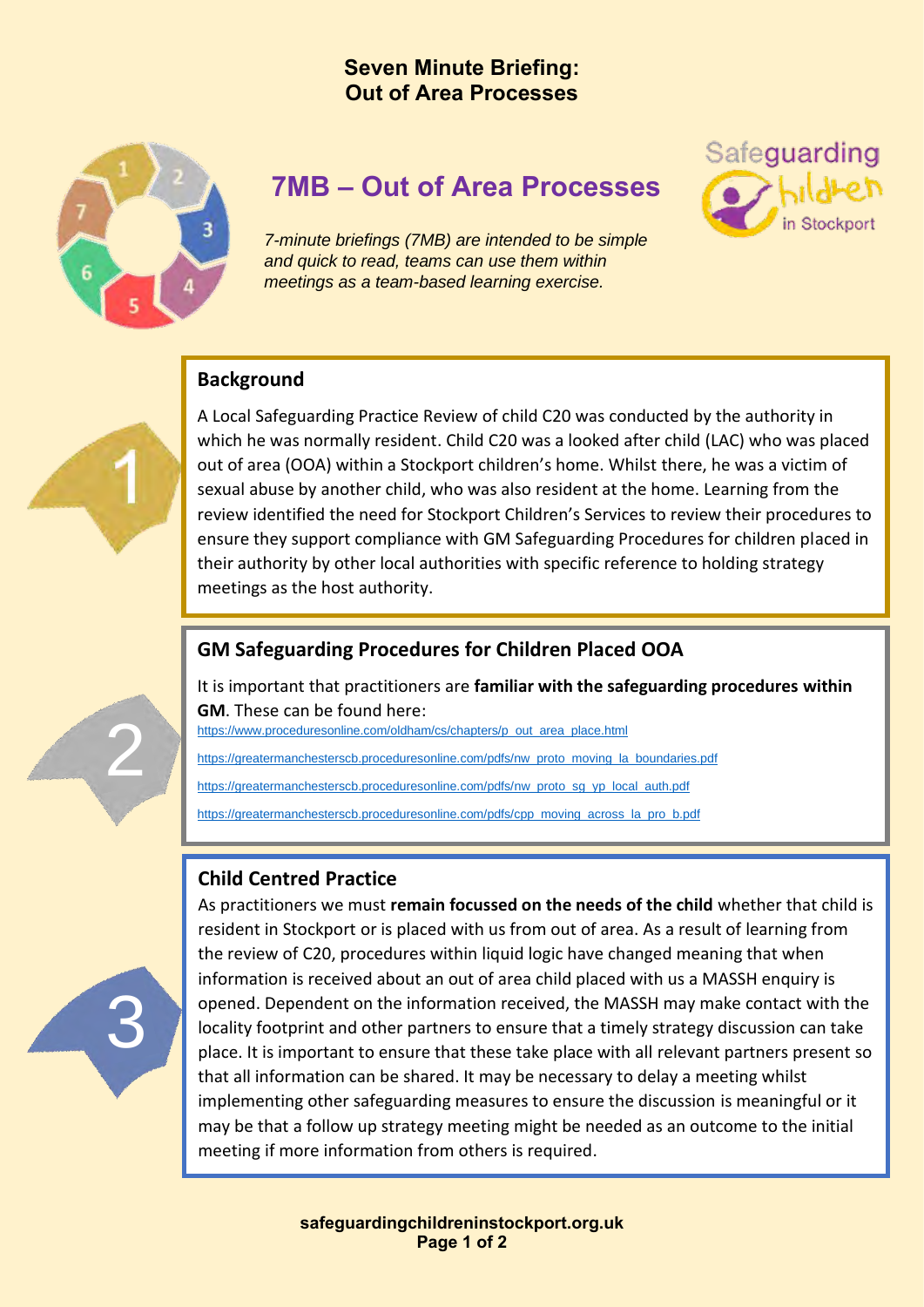# Seven Minute Briefing: Out of Area Processes

## 7MB – Out of Area Processes

*7-minute briefings (7MB) are intended to be simple and quick to read, teams can use them within meetings as a team-based learning exercise.*

Safeguarding Children in Stockport

### 1 Background

A Local Safeguarding Practice Review of child C20 was conducted by the authority in which he was normally resident. Child C20 was a looked after child (LAC) who was placed out of area (OOA) within a Stockport children's home. Whilst there, he was a victim of sexual abuse by another child, who was also resident at the home. Learning from the review identified the need for Stockport Children's Services to review their procedures to ensure they support compliance with GM Safeguarding Procedures for children placed in their authority by other local authorities with specific reference to holding strategy meetings as the host authority.

### 2 GM Safeguarding Procedures for Children Placed OOA

It is important that practitioners are **familiar with the safeguarding procedures within GM**. These can be found here:

https://www.proceduresonline.com/oldham/cs/chapters/p_out_area_place.html

https://greatermanchesterscb.proceduresonline.com/pdfs/nw_proto_moving_la_boundaries.pdf

https://greatermanchesterscb.proceduresonline.com/pdfs/nw_proto_sg_yp_local_auth.pdf

https://greatermanchesterscb.proceduresonline.com/pdfs/cpp_moving_across_la_pro_b.pdf

### 3 Child Centred Practice

As practitioners we must **remain focussed on the needs of the child** whether that child is resident in Stockport or is placed with us from out of area. As a result of learning from the review of C20, procedures within liquid logic have changed meaning that when information is received about an out of area child placed with us a MASSH enquiry is opened. Dependent on the information received, the MASSH may make contact with the locality footprint and other partners to ensure that a timely strategy discussion can take place. It is important to ensure that these take place with all relevant partners present so that all information can be shared. It may be necessary to delay a meeting whilst implementing other safeguarding measures to ensure the discussion is meaningful or it may be that a follow up strategy meeting might be needed as an outcome to the initial meeting if more information from others is required.

safeguardingchildreninstockport.org.uk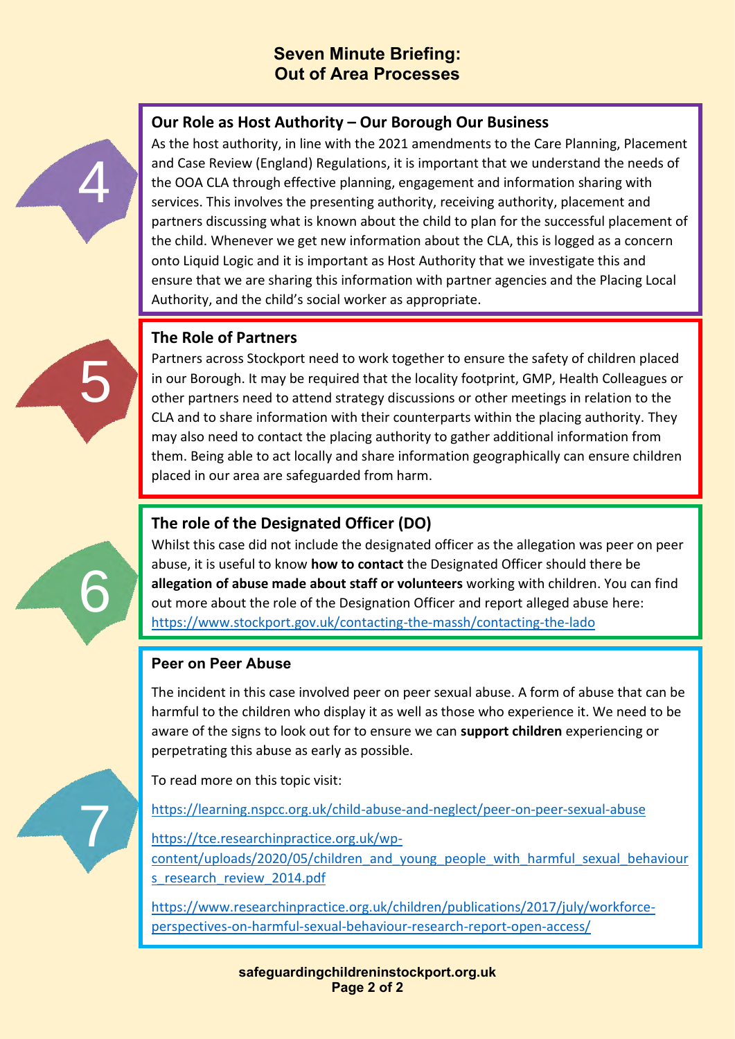# Seven Minute Briefing: Out of Area Processes

4

## Our Role as Host Authority – Our Borough Our Business

As the host authority, in line with the 2021 amendments to the Care Planning, Placement and Case Review (England) Regulations, it is important that we understand the needs of the OOA CLA through effective planning, engagement and information sharing with services. This involves the presenting authority, receiving authority, placement and partners discussing what is known about the child to plan for the successful placement of the child. Whenever we get new information about the CLA, this is logged as a concern onto Liquid Logic and it is important as Host Authority that we investigate this and ensure that we are sharing this information with partner agencies and the Placing Local Authority, and the child's social worker as appropriate.

5

## The Role of Partners

Partners across Stockport need to work together to ensure the safety of children placed in our Borough. It may be required that the locality footprint, GMP, Health Colleagues or other partners need to attend strategy discussions or other meetings in relation to the CLA and to share information with their counterparts within the placing authority. They may also need to contact the placing authority to gather additional information from them. Being able to act locally and share information geographically can ensure children placed in our area are safeguarded from harm.

6

## The role of the Designated Officer (DO)

Whilst this case did not include the designated officer as the allegation was peer on peer abuse, it is useful to know **how to contact** the Designated Officer should there be **allegation of abuse made about staff or volunteers** working with children. You can find out more about the role of the Designation Officer and report alleged abuse here: https://www.stockport.gov.uk/contacting-the-massh/contacting-the-lado

7

## Peer on Peer Abuse

The incident in this case involved peer on peer sexual abuse. A form of abuse that can be harmful to the children who display it as well as those who experience it. We need to be aware of the signs to look out for to ensure we can **support children** experiencing or perpetrating this abuse as early as possible.

To read more on this topic visit:

https://learning.nspcc.org.uk/child-abuse-and-neglect/peer-on-peer-sexual-abuse

https://tce.researchinpractice.org.uk/wp-content/uploads/2020/05/children_and_young_people_with_harmful_sexual_behaviours_research_review_2014.pdf

https://www.researchinpractice.org.uk/children/publications/2017/july/workforce-perspectives-on-harmful-sexual-behaviour-research-report-open-access/

safeguardingchildreninstockport.org.uk